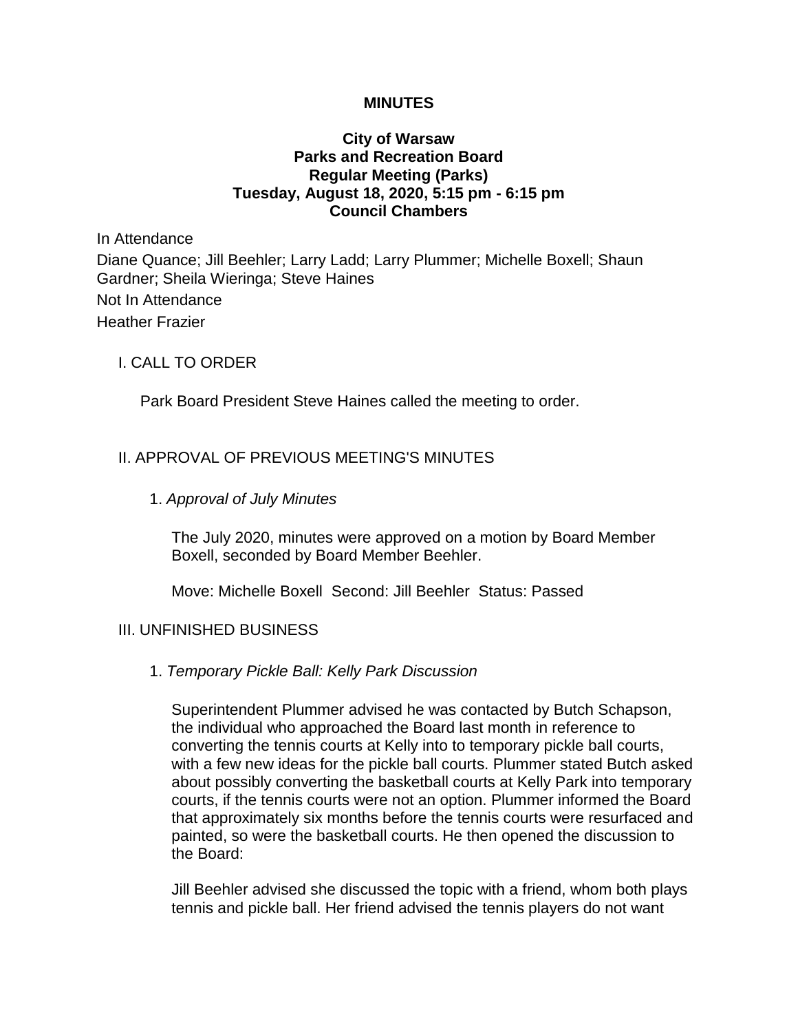**MINUTES**

**City of Warsaw**
**Parks and Recreation Board**
**Regular Meeting (Parks)**
**Tuesday, August 18, 2020, 5:15 pm - 6:15 pm**
**Council Chambers**

In Attendance

Diane Quance; Jill Beehler; Larry Ladd; Larry Plummer; Michelle Boxell; Shaun Gardner; Sheila Wieringa; Steve Haines

Not In Attendance

Heather Frazier

I. CALL TO ORDER

Park Board President Steve Haines called the meeting to order.

II. APPROVAL OF PREVIOUS MEETING'S MINUTES

1. *Approval of July Minutes*

The July 2020, minutes were approved on a motion by Board Member Boxell, seconded by Board Member Beehler.

Move: Michelle Boxell Second: Jill Beehler Status: Passed

III. UNFINISHED BUSINESS

1. *Temporary Pickle Ball: Kelly Park Discussion*

Superintendent Plummer advised he was contacted by Butch Schapson, the individual who approached the Board last month in reference to converting the tennis courts at Kelly into to temporary pickle ball courts, with a few new ideas for the pickle ball courts. Plummer stated Butch asked about possibly converting the basketball courts at Kelly Park into temporary courts, if the tennis courts were not an option. Plummer informed the Board that approximately six months before the tennis courts were resurfaced and painted, so were the basketball courts. He then opened the discussion to the Board:

Jill Beehler advised she discussed the topic with a friend, whom both plays tennis and pickle ball. Her friend advised the tennis players do not want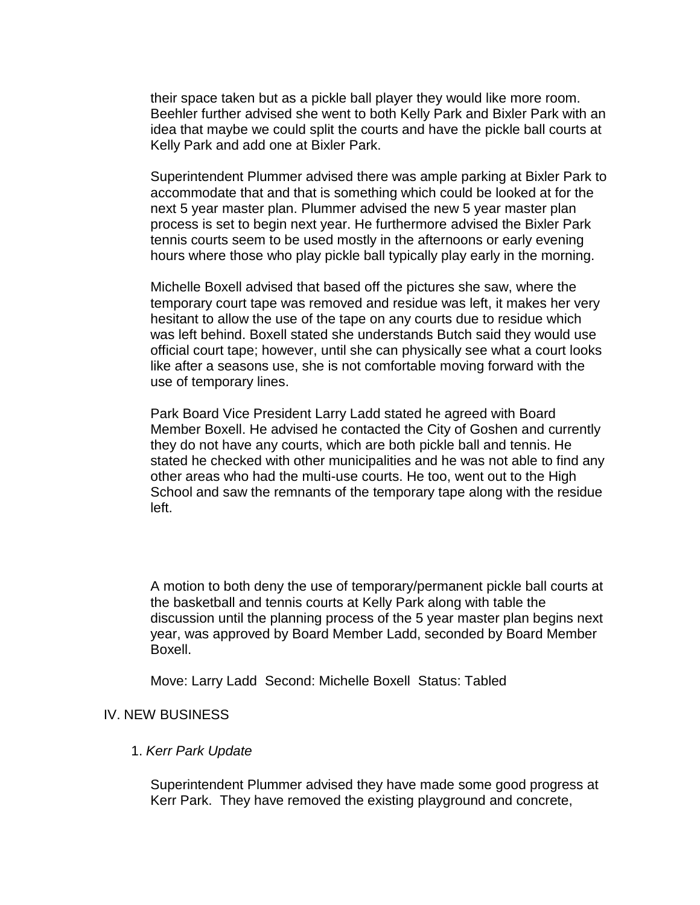their space taken but as a pickle ball player they would like more room. Beehler further advised she went to both Kelly Park and Bixler Park with an idea that maybe we could split the courts and have the pickle ball courts at Kelly Park and add one at Bixler Park.

Superintendent Plummer advised there was ample parking at Bixler Park to accommodate that and that is something which could be looked at for the next 5 year master plan. Plummer advised the new 5 year master plan process is set to begin next year. He furthermore advised the Bixler Park tennis courts seem to be used mostly in the afternoons or early evening hours where those who play pickle ball typically play early in the morning.

Michelle Boxell advised that based off the pictures she saw, where the temporary court tape was removed and residue was left, it makes her very hesitant to allow the use of the tape on any courts due to residue which was left behind. Boxell stated she understands Butch said they would use official court tape; however, until she can physically see what a court looks like after a seasons use, she is not comfortable moving forward with the use of temporary lines.

Park Board Vice President Larry Ladd stated he agreed with Board Member Boxell. He advised he contacted the City of Goshen and currently they do not have any courts, which are both pickle ball and tennis. He stated he checked with other municipalities and he was not able to find any other areas who had the multi-use courts. He too, went out to the High School and saw the remnants of the temporary tape along with the residue left.

A motion to both deny the use of temporary/permanent pickle ball courts at the basketball and tennis courts at Kelly Park along with table the discussion until the planning process of the 5 year master plan begins next year, was approved by Board Member Ladd, seconded by Board Member Boxell.

Move: Larry Ladd Second: Michelle Boxell Status: Tabled

## IV. NEW BUSINESS

1. *Kerr Park Update*

Superintendent Plummer advised they have made some good progress at Kerr Park. They have removed the existing playground and concrete,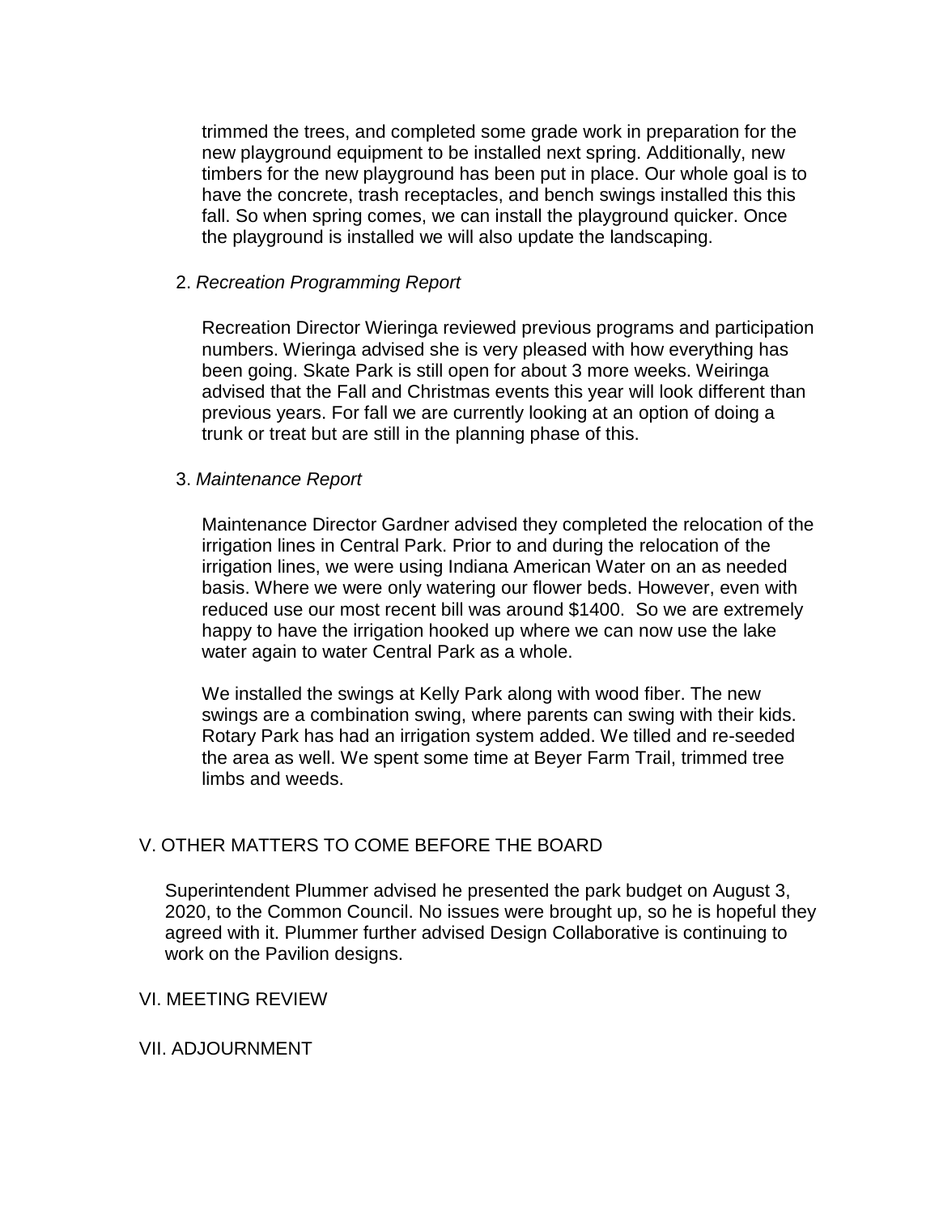trimmed the trees, and completed some grade work in preparation for the new playground equipment to be installed next spring. Additionally, new timbers for the new playground has been put in place. Our whole goal is to have the concrete, trash receptacles, and bench swings installed this this fall. So when spring comes, we can install the playground quicker. Once the playground is installed we will also update the landscaping.

2. *Recreation Programming Report*

Recreation Director Wieringa reviewed previous programs and participation numbers. Wieringa advised she is very pleased with how everything has been going. Skate Park is still open for about 3 more weeks. Weiringa advised that the Fall and Christmas events this year will look different than previous years. For fall we are currently looking at an option of doing a trunk or treat but are still in the planning phase of this.

3. *Maintenance Report*

Maintenance Director Gardner advised they completed the relocation of the irrigation lines in Central Park. Prior to and during the relocation of the irrigation lines, we were using Indiana American Water on an as needed basis. Where we were only watering our flower beds. However, even with reduced use our most recent bill was around $1400. So we are extremely happy to have the irrigation hooked up where we can now use the lake water again to water Central Park as a whole.

We installed the swings at Kelly Park along with wood fiber. The new swings are a combination swing, where parents can swing with their kids. Rotary Park has had an irrigation system added. We tilled and re-seeded the area as well. We spent some time at Beyer Farm Trail, trimmed tree limbs and weeds.

## V. OTHER MATTERS TO COME BEFORE THE BOARD

Superintendent Plummer advised he presented the park budget on August 3, 2020, to the Common Council. No issues were brought up, so he is hopeful they agreed with it. Plummer further advised Design Collaborative is continuing to work on the Pavilion designs.

## VI. MEETING REVIEW

## VII. ADJOURNMENT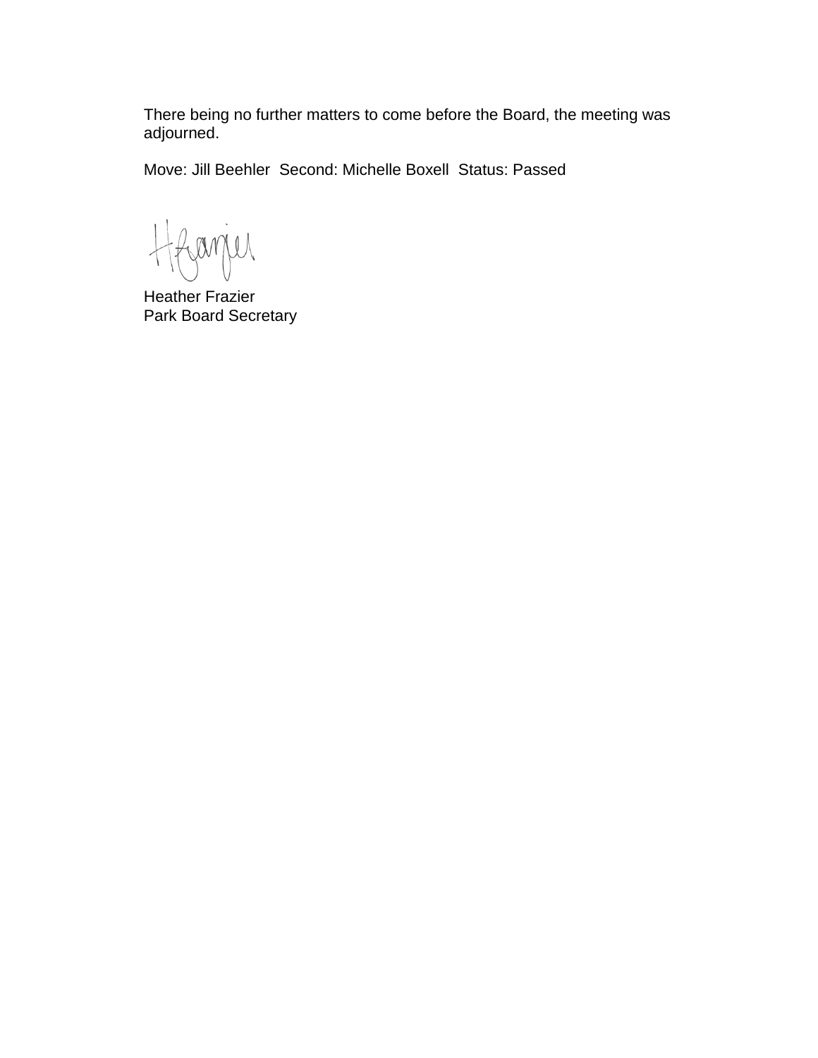There being no further matters to come before the Board, the meeting was adjourned.

Move: Jill Beehler  Second: Michelle Boxell  Status: Passed

Heather Frazier
Park Board Secretary